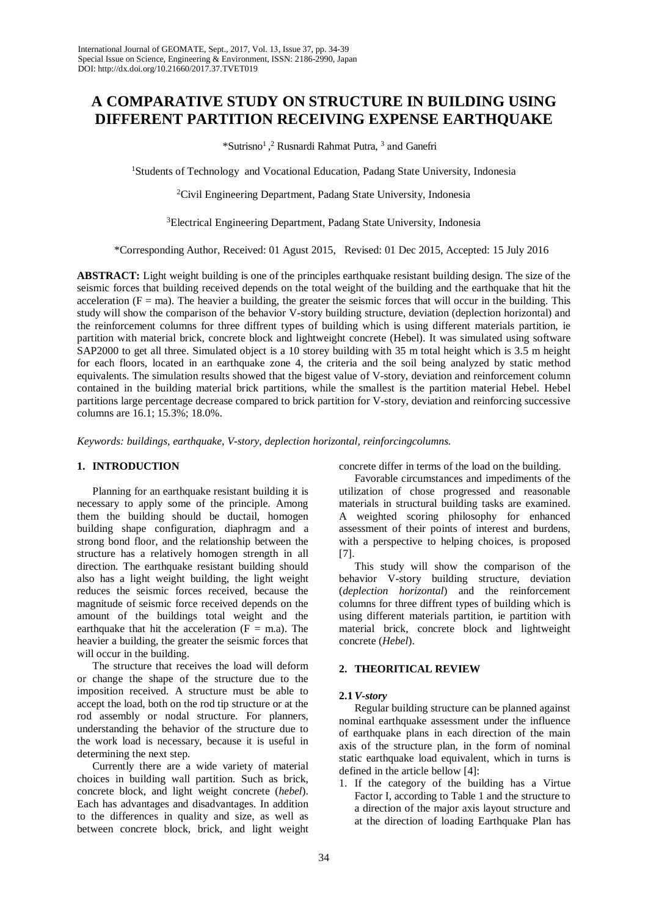# A COMPARATIVE STUDY ON STRUCTURE IN BUILDING USING DIFFERENT PARTITION RECEIVING EXPENSE EARTHQUAKE

*Sutrisno[1], [2] Rusnardi Rahmat Putra, [3] and Ganefri

[1]Students of Technology and Vocational Education, Padang State University, Indonesia

[2]Civil Engineering Department, Padang State University, Indonesia

[3]Electrical Engineering Department, Padang State University, Indonesia

*Corresponding Author, Received: 01 Agust 2015, Revised: 01 Dec 2015, Accepted: 15 July 2016

**ABSTRACT:** Light weight building is one of the principles earthquake resistant building design. The size of the seismic forces that building received depends on the total weight of the building and the earthquake that hit the acceleration (F = ma). The heavier a building, the greater the seismic forces that will occur in the building. This study will show the comparison of the behavior V-story building structure, deviation (deplection horizontal) and the reinforcement columns for three diffrent types of building which is using different materials partition, ie partition with material brick, concrete block and lightweight concrete (Hebel). It was simulated using software SAP2000 to get all three. Simulated object is a 10 storey building with 35 m total height which is 3.5 m height for each floors, located in an earthquake zone 4, the criteria and the soil being analyzed by static method equivalents. The simulation results showed that the bigest value of V-story, deviation and reinforcement column contained in the building material brick partitions, while the smallest is the partition material Hebel. Hebel partitions large percentage decrease compared to brick partition for V-story, deviation and reinforcing successive columns are 16.1; 15.3%; 18.0%.

*Keywords: buildings, earthquake, V-story, deplection horizontal, reinforcingcolumns.*

## 1. INTRODUCTION

Planning for an earthquake resistant building it is necessary to apply some of the principle. Among them the building should be ductail, homogen building shape configuration, diaphragm and a strong bond floor, and the relationship between the structure has a relatively homogen strength in all direction. The earthquake resistant building should also has a light weight building, the light weight reduces the seismic forces received, because the magnitude of seismic force received depends on the amount of the buildings total weight and the earthquake that hit the acceleration (F = m.a). The heavier a building, the greater the seismic forces that will occur in the building.

The structure that receives the load will deform or change the shape of the structure due to the imposition received. A structure must be able to accept the load, both on the rod tip structure or at the rod assembly or nodal structure. For planners, understanding the behavior of the structure due to the work load is necessary, because it is useful in determining the next step.

Currently there are a wide variety of material choices in building wall partition. Such as brick, concrete block, and light weight concrete (*hebel*). Each has advantages and disadvantages. In addition to the differences in quality and size, as well as between concrete block, brick, and light weight concrete differ in terms of the load on the building.

Favorable circumstances and impediments of the utilization of chose progressed and reasonable materials in structural building tasks are examined. A weighted scoring philosophy for enhanced assessment of their points of interest and burdens, with a perspective to helping choices, is proposed [7].

This study will show the comparison of the behavior V-story building structure, deviation (*deplection horizontal*) and the reinforcement columns for three diffrent types of building which is using different materials partition, ie partition with material brick, concrete block and lightweight concrete (*Hebel*).

## 2. THEORITICAL REVIEW

### 2.1 *V-story*

Regular building structure can be planned against nominal earthquake assessment under the influence of earthquake plans in each direction of the main axis of the structure plan, in the form of nominal static earthquake load equivalent, which in turns is defined in the article bellow [4]:

1. If the category of the building has a Virtue Factor I, according to Table 1 and the structure to a direction of the major axis layout structure and at the direction of loading Earthquake Plan has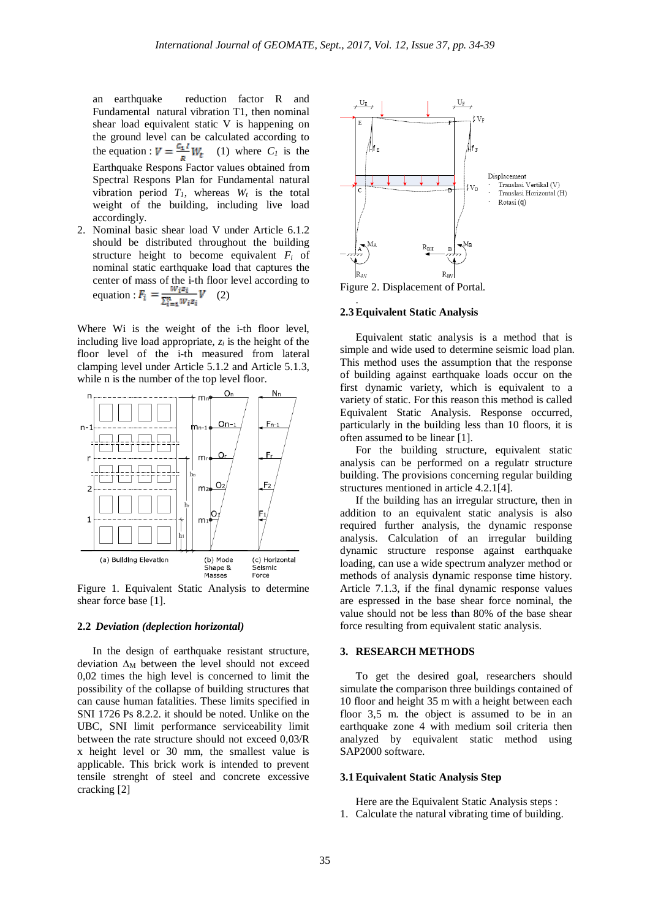an earthquake reduction factor R and Fundamental natural vibration T1, then nominal shear load equivalent static V is happening on the ground level can be calculated according to the equation : $V = \frac{C_1 I}{R} W_t$ (1) where $C_1$ is the Earthquake Respons Factor values obtained from Spectral Respons Plan for Fundamental natural vibration period $T_1$, whereas $W_t$ is the total weight of the building, including live load accordingly.

2. Nominal basic shear load V under Article 6.1.2 should be distributed throughout the building structure height to become equivalent $F_i$ of nominal static earthquake load that captures the center of mass of the i-th floor level according to equation : $F_i = \frac{W_i z_i}{\sum_{i=1}^{n} W_i z_i} V$ (2)

Where Wi is the weight of the i-th floor level, including live load appropriate, $z_i$ is the height of the floor level of the i-th measured from lateral clamping level under Article 5.1.2 and Article 5.1.3, while n is the number of the top level floor.

Figure 1. Equivalent Static Analysis to determine shear force base [1].

### 2.2 *Deviation (deplection horizontal)*

In the design of earthquake resistant structure, deviation $\Delta_M$ between the level should not exceed 0,02 times the high level is concerned to limit the possibility of the collapse of building structures that can cause human fatalities. These limits specified in SNI 1726 Ps 8.2.2. it should be noted. Unlike on the UBC, SNI limit performance serviceability limit between the rate structure should not exceed 0,03/R x height level or 30 mm, the smallest value is applicable. This brick work is intended to prevent tensile strenght of steel and concrete excessive cracking [2]

Figure 2. Displacement of Portal.

### 2.3 Equivalent Static Analysis

Equivalent static analysis is a method that is simple and wide used to determine seismic load plan. This method uses the assumption that the response of building against earthquake loads occur on the first dynamic variety, which is equivalent to a variety of structure. For this reason this method is called Equivalent Static Analysis. Response occurred, particularly in the building less than 10 floors, it is often assumed to be linear [1].

For the building structure, equivalent static analysis can be performed on a regulatr structure building. The provisions concerning regular building structures mentioned in article 4.2.1[4].

If the building has an irregular structure, then in addition to an equivalent static analysis is also required further analysis, the dynamic response analysis. Calculation of an irregular building dynamic structure response against earthquake loading, can use a wide spectrum analyzer method or methods of analysis dynamic response time history. Article 7.1.3, if the final dynamic response values are espressed in the base shear force nominal, the value should not be less than 80% of the base shear force resulting from equivalent static analysis.

## 3. RESEARCH METHODS

To get the desired goal, researchers should simulate the comparison three buildings contained of 10 floor and height 35 m with a height between each floor 3,5 m. the object is assumed to be in an earthquake zone 4 with medium soil criteria then analyzed by equivalent static method using SAP2000 software.

### 3.1 Equivalent Static Analysis Step

Here are the Equivalent Static Analysis steps :

1. Calculate the natural vibrating time of building.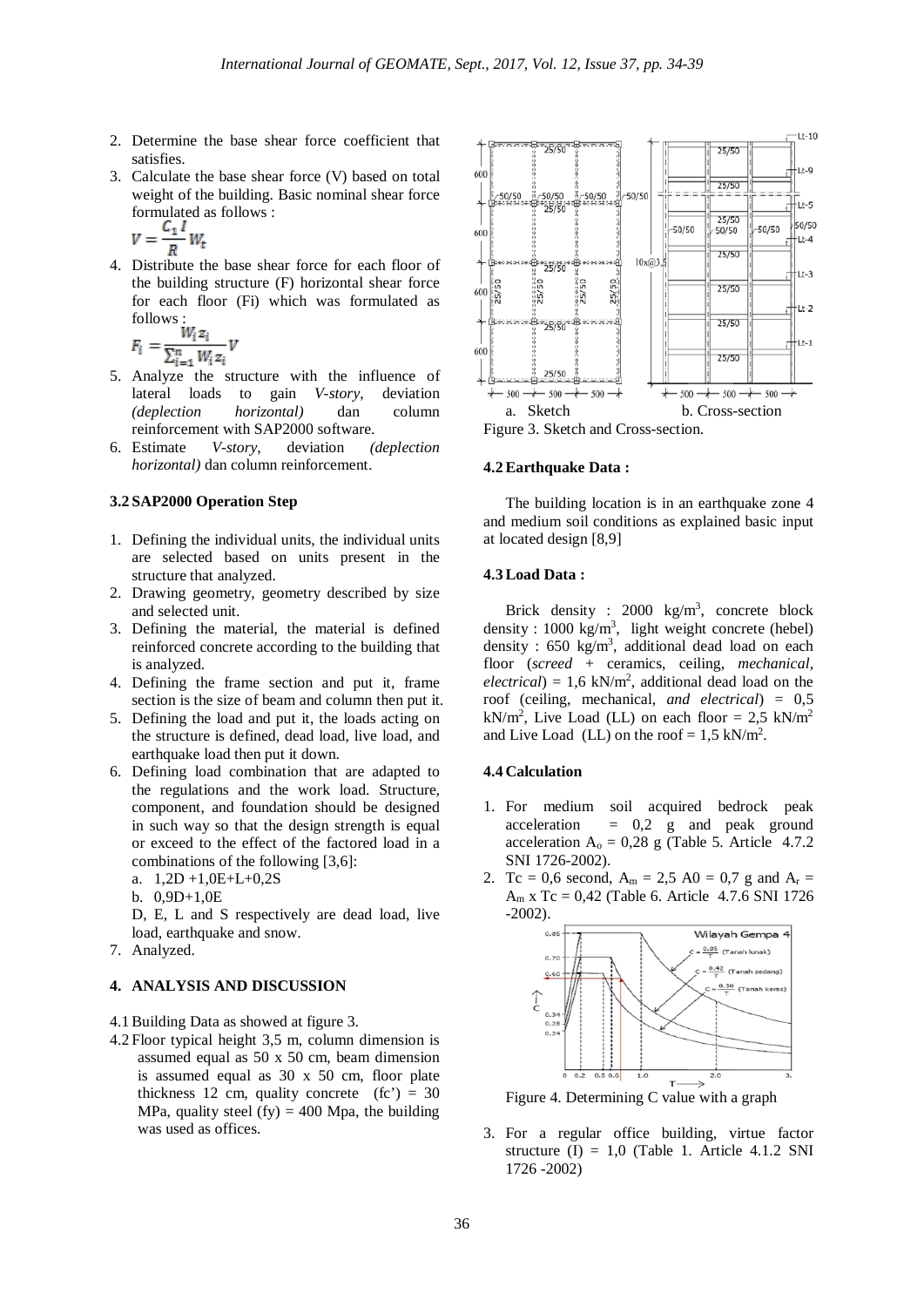2. Determine the base shear force coefficient that satisfies.
3. Calculate the base shear force (V) based on total weight of the building. Basic nominal shear force formulated as follows :

$$V = \frac{C_1 I}{R} W_t$$

4. Distribute the base shear force for each floor of the building structure (F) horizontal shear force for each floor (Fi) which was formulated as follows :

$$F_i = \frac{W_i z_i}{\sum_{i=1}^{n} W_i z_i} V$$

5. Analyze the structure with the influence of lateral loads to gain *V-story*, deviation *(deplection horizontal)* dan column reinforcement with SAP2000 software.
6. Estimate *V-story*, deviation *(deplection horizontal)* dan column reinforcement.

### 3.2 SAP2000 Operation Step

1. Defining the individual units, the individual units are selected based on units present in the structure that analyzed.
2. Drawing geometry, geometry described by size and selected unit.
3. Defining the material, the material is defined reinforced concrete according to the building that is analyzed.
4. Defining the frame section and put it, frame section is the size of beam and column then put it.
5. Defining the load and put it, the loads acting on the structure is defined, dead load, live load, and earthquake load then put it down.
6. Defining load combination that are adapted to the regulations and the work load. Structure, component, and foundation should be designed in such way so that the design strength is equal or exceed to the effect of the factored load in a combinations of the following [3,6]:
   a. 1,2D +1,0E+L+0,2S
   b. 0,9D+1,0E

   D, E, L and S respectively are dead load, live load, earthquake and snow.
7. Analyzed.

## 4. ANALYSIS AND DISCUSSION

4.1 Building Data as showed at figure 3.

4.2 Floor typical height 3,5 m, column dimension is assumed equal as 50 x 50 cm, beam dimension is assumed equal as 30 x 50 cm, floor plate thickness 12 cm, quality concrete (fc') = 30 MPa, quality steel (fy) = 400 Mpa, the building was used as offices.

a. Sketch b. Cross-section

Figure 3. Sketch and Cross-section.

### 4.2 Earthquake Data :

The building location is in an earthquake zone 4 and medium soil conditions as explained basic input at located design [8,9]

### 4.3 Load Data :

Brick density : 2000 kg/m$^3$, concrete block density : 1000 kg/m$^3$, light weight concrete (hebel) density : 650 kg/m$^3$, additional dead load on each floor (*screed* + ceramics, ceiling, *mechanical, electrical*) = 1,6 kN/m$^2$, additional dead load on the roof (ceiling, mechanical, *and electrical*) = 0,5 kN/m$^2$, Live Load (LL) on each floor = 2,5 kN/m$^2$ and Live Load (LL) on the roof = 1,5 kN/m$^2$.

### 4.4 Calculation

1. For medium soil acquired bedrock peak acceleration = 0,2 g and peak ground acceleration $A_o$ = 0,28 g (Table 5. Article 4.7.2 SNI 1726-2002).
2. Tc = 0,6 second, $A_m$ = 2,5 A0 = 0,7 g and $A_r$ = $A_m$ x Tc = 0,42 (Table 6. Article 4.7.6 SNI 1726 -2002).

Figure 4. Determining C value with a graph

3. For a regular office building, virtue factor structure (I) = 1,0 (Table 1. Article 4.1.2 SNI 1726 -2002)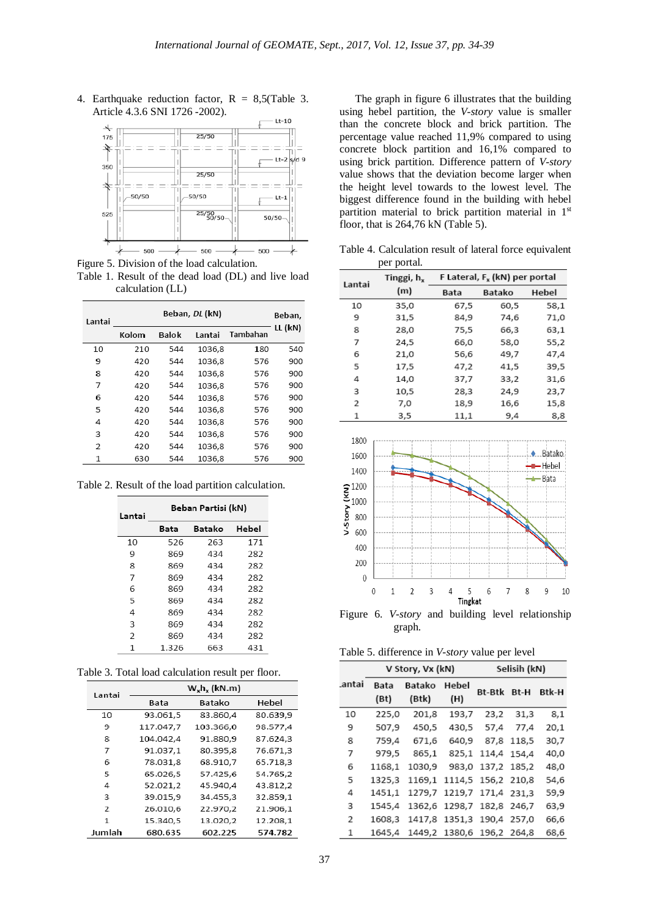4. Earthquake reduction factor, R = 8,5(Table 3. Article 4.3.6 SNI 1726 -2002).

Figure 5. Division of the load calculation.

Table 1. Result of the dead load (DL) and live load calculation (LL)

| Lantai | Beban, *DL* (kN) | | | | Beban, LL (kN) |
|---|---|---|---|---|---|
| | Kolom | Balok | Lantai | Tambahan | |
| 10 | 210 | 544 | 1036,8 | 180 | 540 |
| 9 | 420 | 544 | 1036,8 | 576 | 900 |
| 8 | 420 | 544 | 1036,8 | 576 | 900 |
| 7 | 420 | 544 | 1036,8 | 576 | 900 |
| 6 | 420 | 544 | 1036,8 | 576 | 900 |
| 5 | 420 | 544 | 1036,8 | 576 | 900 |
| 4 | 420 | 544 | 1036,8 | 576 | 900 |
| 3 | 420 | 544 | 1036,8 | 576 | 900 |
| 2 | 420 | 544 | 1036,8 | 576 | 900 |
| 1 | 630 | 544 | 1036,8 | 576 | 900 |

Table 2. Result of the load partition calculation.

| Lantai | Beban Partisi (kN) | | |
|---|---|---|---|
| | Bata | Batako | Hebel |
| 10 | 526 | 263 | 171 |
| 9 | 869 | 434 | 282 |
| 8 | 869 | 434 | 282 |
| 7 | 869 | 434 | 282 |
| 6 | 869 | 434 | 282 |
| 5 | 869 | 434 | 282 |
| 4 | 869 | 434 | 282 |
| 3 | 869 | 434 | 282 |
| 2 | 869 | 434 | 282 |
| 1 | 1.326 | 663 | 431 |

Table 3. Total load calculation result per floor.

| Lantai | $W_x h_x$ (kN.m) | | |
|---|---|---|---|
| | Bata | Batako | Hebel |
| 10 | 93.061,5 | 83.860,4 | 80.639,9 |
| 9 | 117.047,7 | 103.366,0 | 98.577,4 |
| 8 | 104.042,4 | 91.880,9 | 87.624,3 |
| 7 | 91.037,1 | 80.395,8 | 76.671,3 |
| 6 | 78.031,8 | 68.910,7 | 65.718,3 |
| 5 | 65.026,5 | 57.425,6 | 54.765,2 |
| 4 | 52.021,2 | 45.940,4 | 43.812,2 |
| 3 | 39.015,9 | 34.455,3 | 32.859,1 |
| 2 | 26.010,6 | 22.970,2 | 21.906,1 |
| 1 | 15.340,5 | 13.020,2 | 12.208,1 |
| Jumlah | 680.635 | 602.225 | 574.782 |

The graph in figure 6 illustrates that the building using hebel partition, the *V-story* value is smaller than the concrete block and brick partition. The percentage value reached 11,9% compared to using concrete block partition and 16,1% compared to using brick partition. Difference pattern of *V-story* value shows that the deviation become larger when the height level towards to the lowest level. The biggest difference found in the building with hebel partition material to brick partition material in 1st floor, that is 264,76 kN (Table 5).

Table 4. Calculation result of lateral force equivalent per portal.

| Lantai | Tinggi, $h_x$ (m) | F Lateral, $F_x$ (kN) per portal | | |
|---|---|---|---|---|
| | | Bata | Batako | Hebel |
| 10 | 35,0 | 67,5 | 60,5 | 58,1 |
| 9 | 31,5 | 84,9 | 74,6 | 71,0 |
| 8 | 28,0 | 75,5 | 66,3 | 63,1 |
| 7 | 24,5 | 66,0 | 58,0 | 55,2 |
| 6 | 21,0 | 56,6 | 49,7 | 47,4 |
| 5 | 17,5 | 47,2 | 41,5 | 39,5 |
| 4 | 14,0 | 37,7 | 33,2 | 31,6 |
| 3 | 10,5 | 28,3 | 24,9 | 23,7 |
| 2 | 7,0 | 18,9 | 16,6 | 15,8 |
| 1 | 3,5 | 11,1 | 9,4 | 8,8 |

Figure 6. *V-story* and building level relationship graph.

Table 5. difference in *V-story* value per level

| Lantai | V Story, Vx (kN) | | | Selisih (kN) | | |
|---|---|---|---|---|---|---|
| | Bata (Bt) | Batako (Btk) | Hebel (H) | Bt-Btk | Bt-H | Btk-H |
| 10 | 225,0 | 201,8 | 193,7 | 23,2 | 31,3 | 8,1 |
| 9 | 507,9 | 450,5 | 430,5 | 57,4 | 77,4 | 20,1 |
| 8 | 759,4 | 671,6 | 640,9 | 87,8 | 118,5 | 30,7 |
| 7 | 979,5 | 865,1 | 825,1 | 114,4 | 154,4 | 40,0 |
| 6 | 1168,1 | 1030,9 | 983,0 | 137,2 | 185,2 | 48,0 |
| 5 | 1325,3 | 1169,1 | 1114,5 | 156,2 | 210,8 | 54,6 |
| 4 | 1451,1 | 1279,7 | 1219,7 | 171,4 | 231,3 | 59,9 |
| 3 | 1545,4 | 1362,6 | 1298,7 | 182,8 | 246,7 | 63,9 |
| 2 | 1608,3 | 1417,8 | 1351,3 | 190,4 | 257,0 | 66,6 |
| 1 | 1645,4 | 1449,2 | 1380,6 | 196,2 | 264,8 | 68,6 |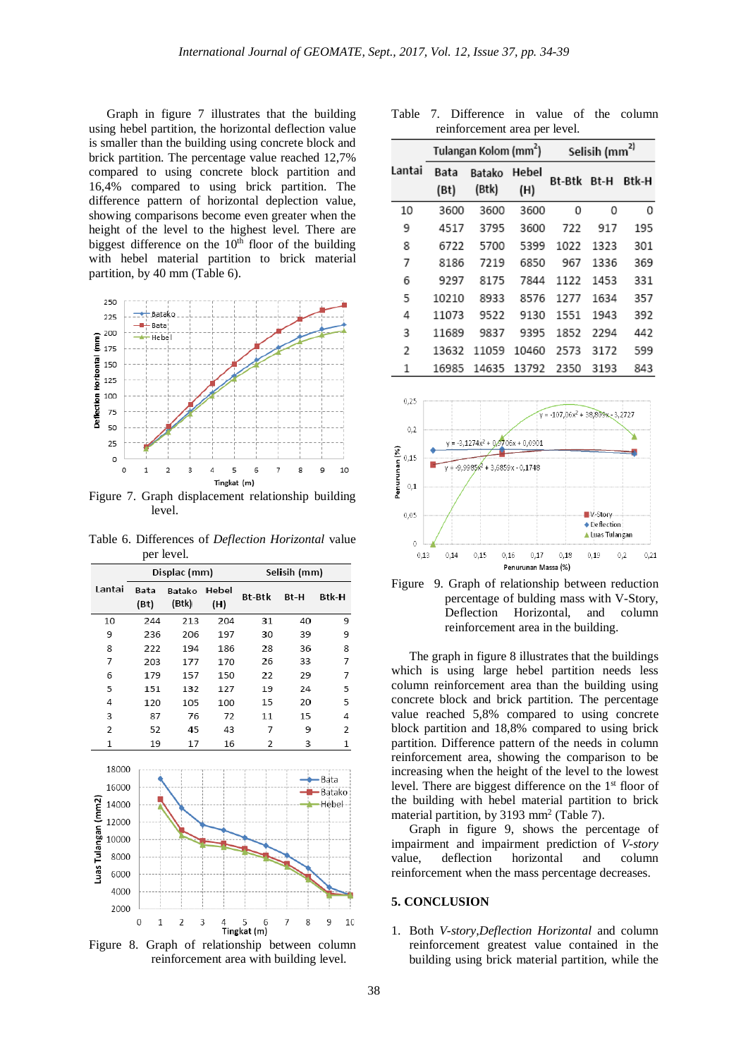Graph in figure 7 illustrates that the building using hebel partition, the horizontal deflection value is smaller than the building using concrete block and brick partition. The percentage value reached 12,7% compared to using concrete block partition and 16,4% compared to using brick partition. The difference pattern of horizontal deplection value, showing comparisons become even greater when the height of the level to the highest level. There are biggest difference on the 10th floor of the building with hebel material partition to brick material partition, by 40 mm (Table 6).

Figure 7. Graph displacement relationship building level.

Table 6. Differences of *Deflection Horizontal* value per level.

| Lantai | Displac (mm) | | | Selisih (mm) | | |
|---|---|---|---|---|---|---|
| | Bata (Bt) | Batako (Btk) | Hebel (H) | Bt-Btk | Bt-H | Btk-H |
| 10 | 244 | 213 | 204 | 31 | 40 | 9 |
| 9 | 236 | 206 | 197 | 30 | 39 | 9 |
| 8 | 222 | 194 | 186 | 28 | 36 | 8 |
| 7 | 203 | 177 | 170 | 26 | 33 | 7 |
| 6 | 179 | 157 | 150 | 22 | 29 | 7 |
| 5 | 151 | 132 | 127 | 19 | 24 | 5 |
| 4 | 120 | 105 | 100 | 15 | 20 | 5 |
| 3 | 87 | 76 | 72 | 11 | 15 | 4 |
| 2 | 52 | 45 | 43 | 7 | 9 | 2 |
| 1 | 19 | 17 | 16 | 2 | 3 | 1 |

Figure 8. Graph of relationship between column reinforcement area with building level.

Table 7. Difference in value of the column reinforcement area per level.

| Lantai | Tulangan Kolom ($mm^2$) | | | Selisih ($mm^2$) | | |
|---|---|---|---|---|---|---|
| | Bata (Bt) | Batako (Btk) | Hebel (H) | Bt-Btk | Bt-H | Btk-H |
| 10 | 3600 | 3600 | 3600 | 0 | 0 | 0 |
| 9 | 4517 | 3795 | 3600 | 722 | 917 | 195 |
| 8 | 6722 | 5700 | 5399 | 1022 | 1323 | 301 |
| 7 | 8186 | 7219 | 6850 | 967 | 1336 | 369 |
| 6 | 9297 | 8175 | 7844 | 1122 | 1453 | 331 |
| 5 | 10210 | 8933 | 8576 | 1277 | 1634 | 357 |
| 4 | 11073 | 9522 | 9130 | 1551 | 1943 | 392 |
| 3 | 11689 | 9837 | 9395 | 1852 | 2294 | 442 |
| 2 | 13632 | 11059 | 10460 | 2573 | 3172 | 599 |
| 1 | 16985 | 14635 | 13792 | 2350 | 3193 | 843 |

Figure 9. Graph of relationship between reduction percentage of bulding mass with V-Story, Deflection Horizontal, and column reinforcement area in the building.

The graph in figure 8 illustrates that the buildings which is using large hebel partition needs less column reinforcement area than the building using concrete block and brick partition. The percentage value reached 5,8% compared to using concrete block partition and 18,8% compared to using brick partition. Difference pattern of the needs in column reinforcement area, showing the comparison to be increasing when the height of the level to the lowest level. There are biggest difference on the 1st floor of the building with hebel material partition to brick material partition, by 3193 $mm^2$ (Table 7).

Graph in figure 9, shows the percentage of impairment and impairment prediction of *V-story* value, deflection horizontal and column reinforcement when the mass percentage decreases.

## 5. CONCLUSION

1. Both *V-story*,*Deflection Horizontal* and column reinforcement greatest value contained in the building using brick material partition, while the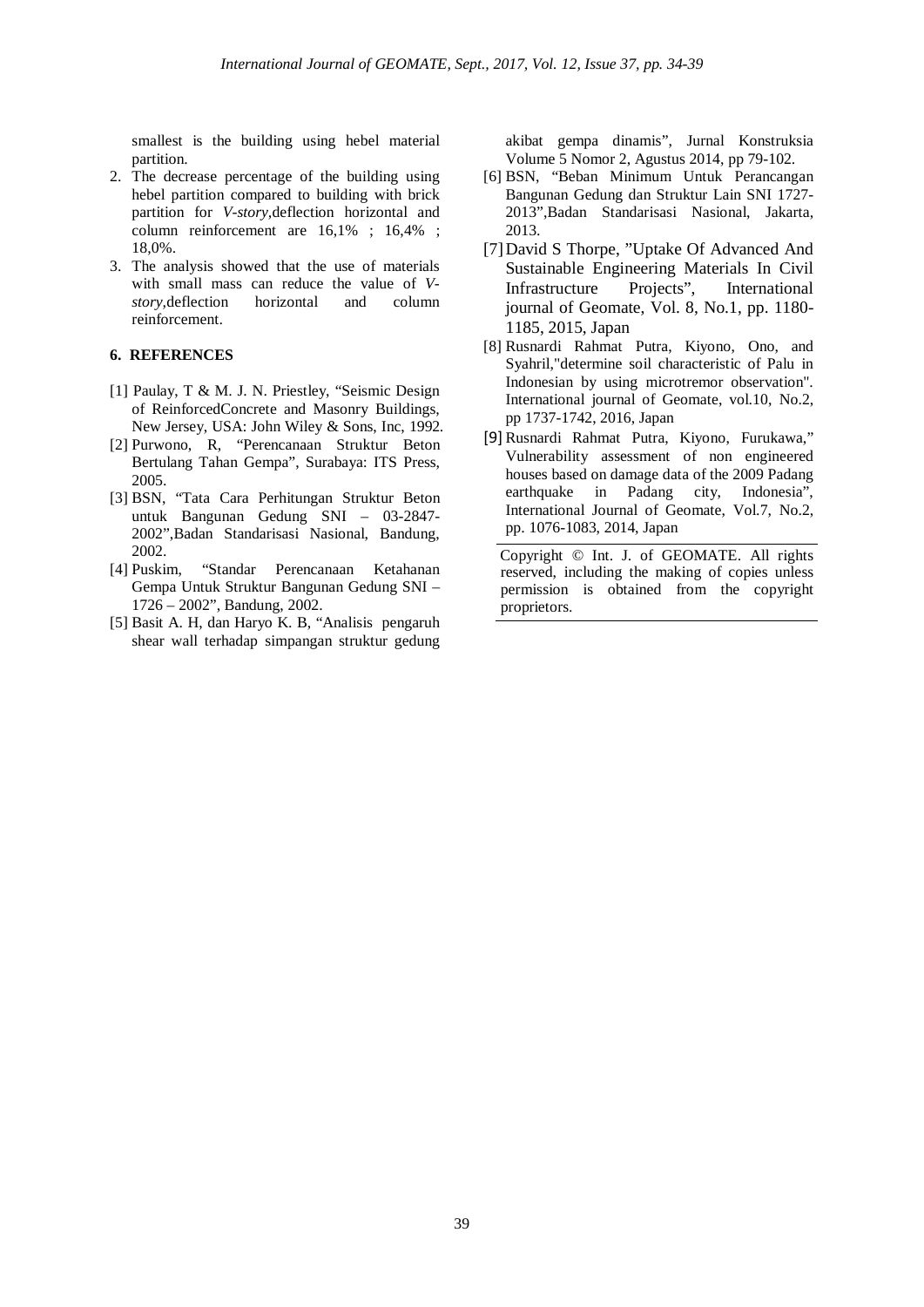smallest is the building using hebel material partition.

2. The decrease percentage of the building using hebel partition compared to building with brick partition for *V-story*,deflection horizontal and column reinforcement are 16,1% ; 16,4% ; 18,0%.
3. The analysis showed that the use of materials with small mass can reduce the value of *V-story*,deflection horizontal and column reinforcement.

## 6. REFERENCES

[1] Paulay, T & M. J. N. Priestley, "Seismic Design of ReinforcedConcrete and Masonry Buildings, New Jersey, USA: John Wiley & Sons, Inc, 1992.

[2] Purwono, R, "Perencanaan Struktur Beton Bertulang Tahan Gempa", Surabaya: ITS Press, 2005.

[3] BSN, "Tata Cara Perhitungan Struktur Beton untuk Bangunan Gedung SNI – 03-2847-2002",Badan Standarisasi Nasional, Bandung, 2002.

[4] Puskim, "Standar Perencanaan Ketahanan Gempa Untuk Struktur Bangunan Gedung SNI – 1726 – 2002", Bandung, 2002.

[5] Basit A. H, dan Haryo K. B, "Analisis pengaruh shear wall terhadap simpangan struktur gedung akibat gempa dinamis", Jurnal Konstruksia Volume 5 Nomor 2, Agustus 2014, pp 79-102.

[6] BSN, "Beban Minimum Untuk Perancangan Bangunan Gedung dan Struktur Lain SNI 1727-2013",Badan Standarisasi Nasional, Jakarta, 2013.

[7] David S Thorpe, "Uptake Of Advanced And Sustainable Engineering Materials In Civil Infrastructure Projects", International journal of Geomate, Vol. 8, No.1, pp. 1180-1185, 2015, Japan

[8] Rusnardi Rahmat Putra, Kiyono, Ono, and Syahril,"determine soil characteristic of Palu in Indonesian by using microtremor observation". International journal of Geomate, vol.10, No.2, pp 1737-1742, 2016, Japan

[9] Rusnardi Rahmat Putra, Kiyono, Furukawa," Vulnerability assessment of non engineered houses based on damage data of the 2009 Padang earthquake in Padang city, Indonesia", International Journal of Geomate, Vol.7, No.2, pp. 1076-1083, 2014, Japan

Copyright © Int. J. of GEOMATE. All rights reserved, including the making of copies unless permission is obtained from the copyright proprietors.